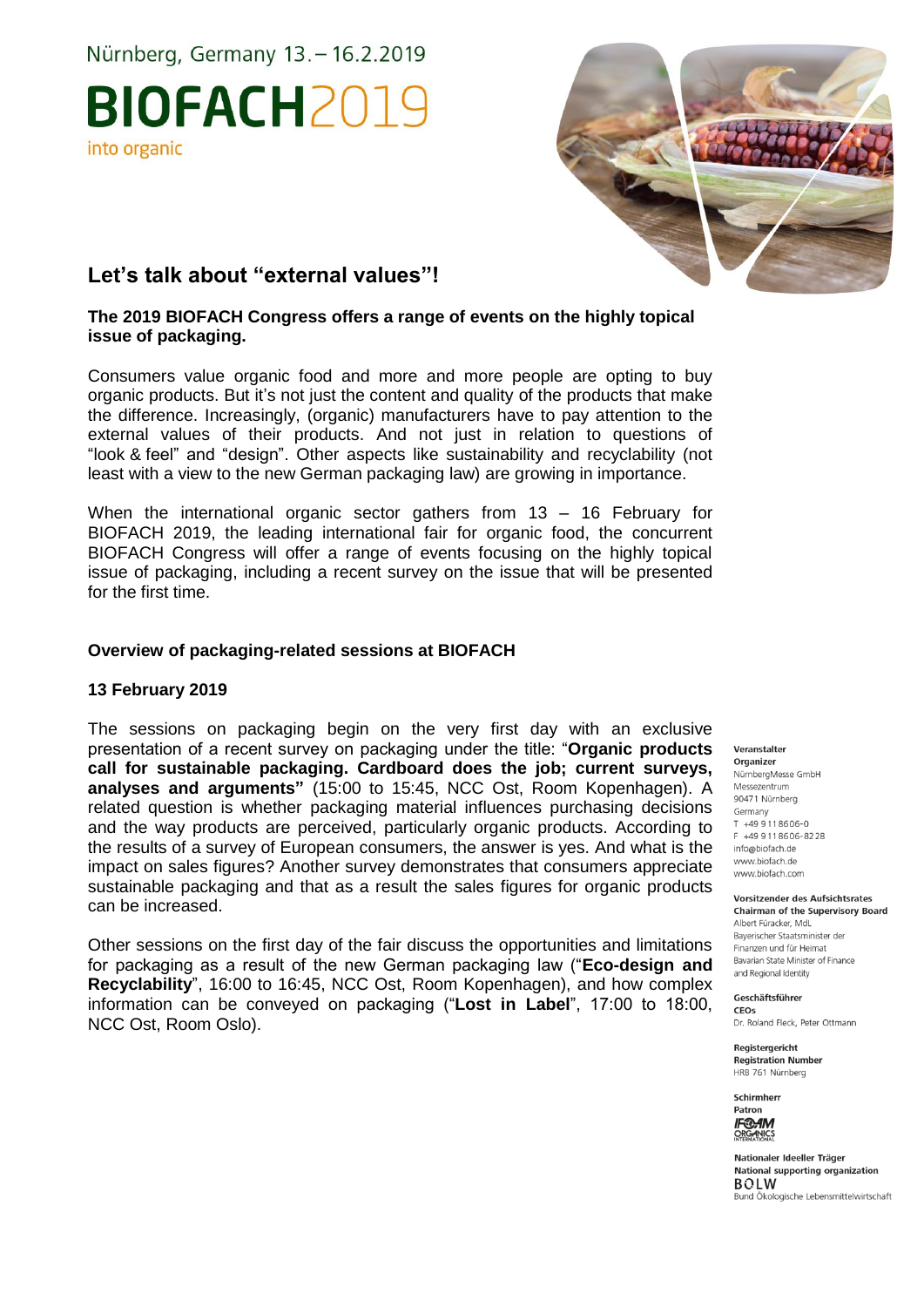Nürnberg, Germany 13. – 16.2.2019

**BIOFACH**2019

into organic

# Let's talk about "external values"!

**The 2019 BIOFACH Congress offers a range of events on the highly topical issue of packaging.**

Consumers value organic food and more and more people are opting to buy organic products. But it's not just the content and quality of the products that make the difference. Increasingly, (organic) manufacturers have to pay attention to the external values of their products. And not just in relation to questions of "look & feel" and "design". Other aspects like sustainability and recyclability (not least with a view to the new German packaging law) are growing in importance.

When the international organic sector gathers from 13 – 16 February for BIOFACH 2019, the leading international fair for organic food, the concurrent BIOFACH Congress will offer a range of events focusing on the highly topical issue of packaging, including a recent survey on the issue that will be presented for the first time.

## Overview of packaging-related sessions at BIOFACH

### 13 February 2019

The sessions on packaging begin on the very first day with an exclusive presentation of a recent survey on packaging under the title: "**Organic products call for sustainable packaging. Cardboard does the job; current surveys, analyses and arguments"** (15:00 to 15:45, NCC Ost, Room Kopenhagen). A related question is whether packaging material influences purchasing decisions and the way products are perceived, particularly organic products. According to the results of a survey of European consumers, the answer is yes. And what is the impact on sales figures? Another survey demonstrates that consumers appreciate sustainable packaging and that as a result the sales figures for organic products can be increased.

Other sessions on the first day of the fair discuss the opportunities and limitations for packaging as a result of the new German packaging law ("**Eco-design and Recyclability**", 16:00 to 16:45, NCC Ost, Room Kopenhagen), and how complex information can be conveyed on packaging ("**Lost in Label**", 17:00 to 18:00, NCC Ost, Room Oslo).

**Veranstalter**
**Organizer**
NürnbergMesse GmbH
Messezentrum
90471 Nürnberg
Germany
T +49 9 11 86 06-0
F +49 9 11 86 06-82 28
info@biofach.de
www.biofach.de
www.biofach.com

**Vorsitzender des Aufsichtsrates**
**Chairman of the Supervisory Board**
Albert Füracker, MdL
Bayerischer Staatsminister der Finanzen und für Heimat
Bavarian State Minister of Finance and Regional Identity

**Geschäftsführer**
**CEOs**
Dr. Roland Fleck, Peter Ottmann

**Registergericht**
**Registration Number**
HRB 761 Nürnberg

**Schirmherr**
**Patron**
IFOAM ORGANICS INTERNATIONAL

**Nationaler Ideeller Träger**
**National supporting organization**
BÖLW
Bund Ökologische Lebensmittelwirtschaft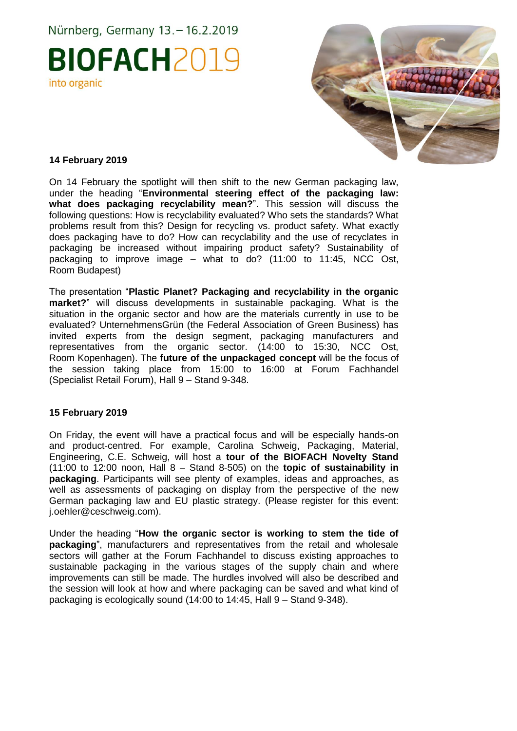Nürnberg, Germany 13. – 16.2.2019

**BIOFACH**2019

into organic

**14 February 2019**

On 14 February the spotlight will then shift to the new German packaging law, under the heading "**Environmental steering effect of the packaging law: what does packaging recyclability mean?**". This session will discuss the following questions: How is recyclability evaluated? Who sets the standards? What problems result from this? Design for recycling vs. product safety. What exactly does packaging have to do? How can recyclability and the use of recyclates in packaging be increased without impairing product safety? Sustainability of packaging to improve image – what to do? (11:00 to 11:45, NCC Ost, Room Budapest)

The presentation "**Plastic Planet? Packaging and recyclability in the organic market?**" will discuss developments in sustainable packaging. What is the situation in the organic sector and how are the materials currently in use to be evaluated? UnternehmensGrün (the Federal Association of Green Business) has invited experts from the design segment, packaging manufacturers and representatives from the organic sector. (14:00 to 15:30, NCC Ost, Room Kopenhagen). The **future of the unpackaged concept** will be the focus of the session taking place from 15:00 to 16:00 at Forum Fachhandel (Specialist Retail Forum), Hall 9 – Stand 9-348.

**15 February 2019**

On Friday, the event will have a practical focus and will be especially hands-on and product-centred. For example, Carolina Schweig, Packaging, Material, Engineering, C.E. Schweig, will host a **tour of the BIOFACH Novelty Stand** (11:00 to 12:00 noon, Hall 8 – Stand 8-505) on the **topic of sustainability in packaging**. Participants will see plenty of examples, ideas and approaches, as well as assessments of packaging on display from the perspective of the new German packaging law and EU plastic strategy. (Please register for this event: j.oehler@ceschweig.com).

Under the heading "**How the organic sector is working to stem the tide of packaging**", manufacturers and representatives from the retail and wholesale sectors will gather at the Forum Fachhandel to discuss existing approaches to sustainable packaging in the various stages of the supply chain and where improvements can still be made. The hurdles involved will also be described and the session will look at how and where packaging can be saved and what kind of packaging is ecologically sound (14:00 to 14:45, Hall 9 – Stand 9-348).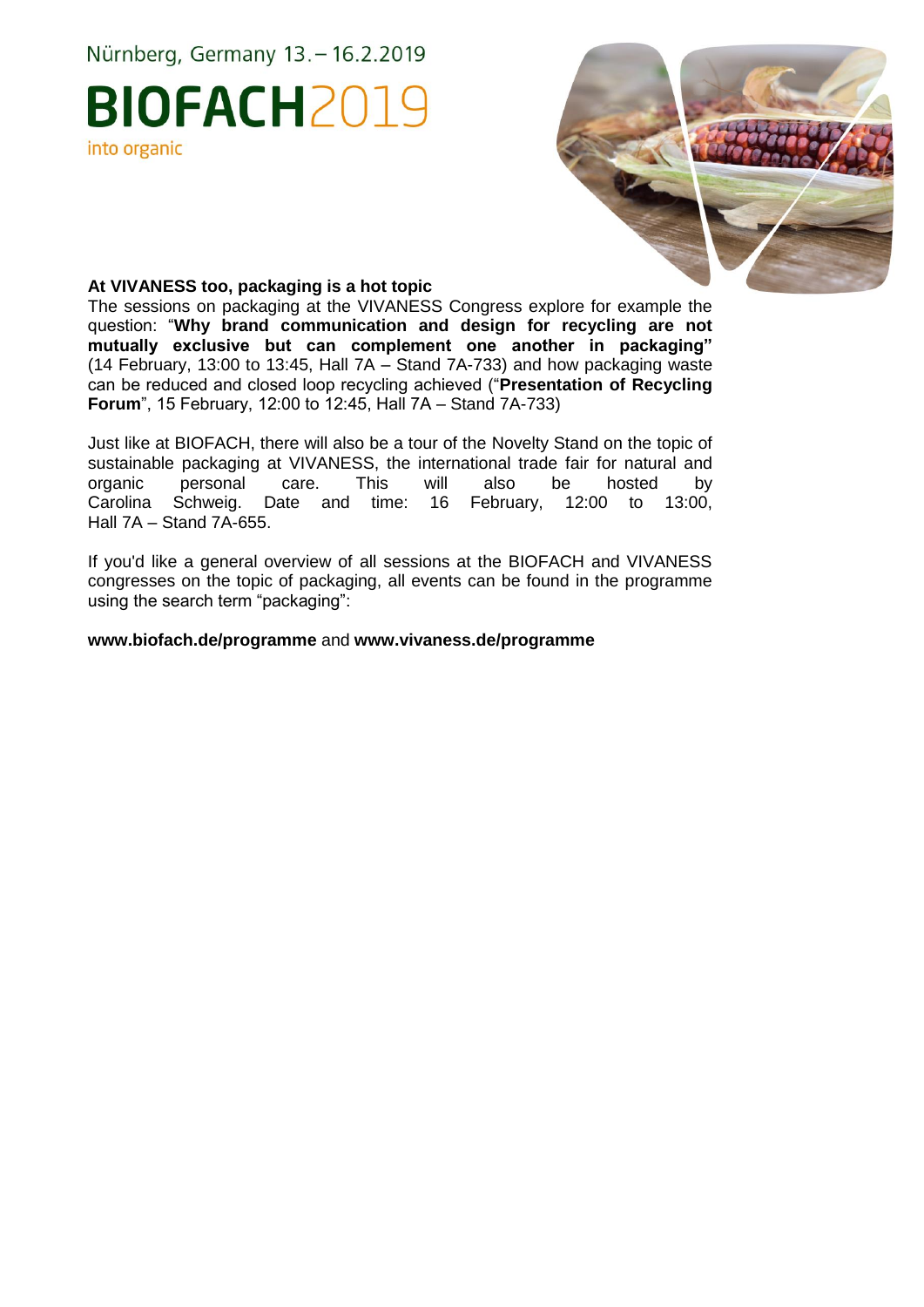**At VIVANESS too, packaging is a hot topic**

The sessions on packaging at the VIVANESS Congress explore for example the question: "**Why brand communication and design for recycling are not mutually exclusive but can complement one another in packaging"** (14 February, 13:00 to 13:45, Hall 7A – Stand 7A-733) and how packaging waste can be reduced and closed loop recycling achieved ("**Presentation of Recycling Forum**", 15 February, 12:00 to 12:45, Hall 7A – Stand 7A-733)

Just like at BIOFACH, there will also be a tour of the Novelty Stand on the topic of sustainable packaging at VIVANESS, the international trade fair for natural and organic personal care. This will also be hosted by Carolina Schweig. Date and time: 16 February, 12:00 to 13:00, Hall 7A – Stand 7A-655.

If you'd like a general overview of all sessions at the BIOFACH and VIVANESS congresses on the topic of packaging, all events can be found in the programme using the search term "packaging":

**www.biofach.de/programme** and **www.vivaness.de/programme**